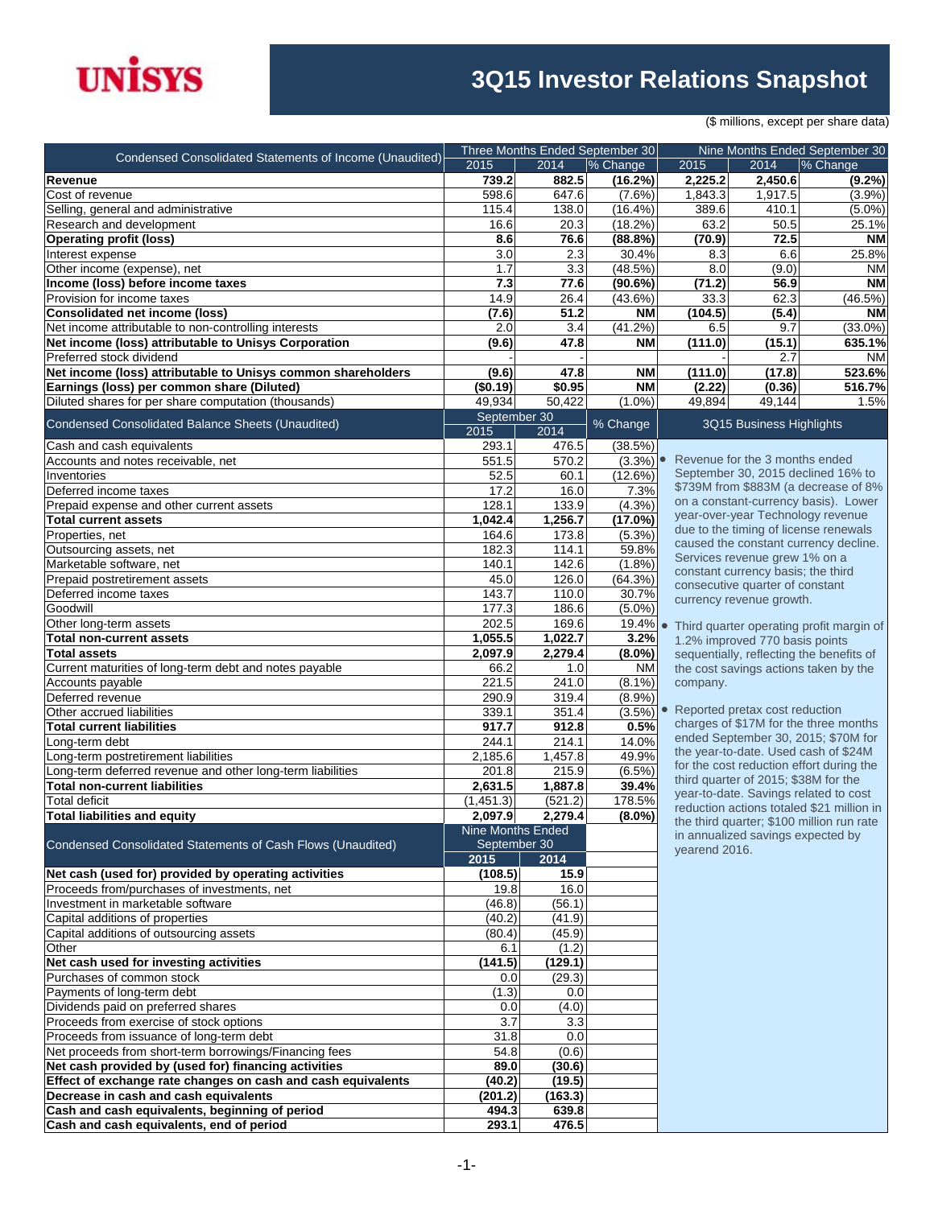# 3Q15 Investor Relations Snapshot

UNISYS

($ millions, except per share data)

| Condensed Consolidated Statements of Income (Unaudited) | Three Months Ended September 30 | | | Nine Months Ended September 30 | | |
|---|---|---|---|---|---|---|
| | 2015 | 2014 | % Change | 2015 | 2014 | % Change |
| **Revenue** | **739.2** | **882.5** | **(16.2%)** | **2,225.2** | **2,450.6** | **(9.2%)** |
| Cost of revenue | 598.6 | 647.6 | (7.6%) | 1,843.3 | 1,917.5 | (3.9%) |
| Selling, general and administrative | 115.4 | 138.0 | (16.4%) | 389.6 | 410.1 | (5.0%) |
| Research and development | 16.6 | 20.3 | (18.2%) | 63.2 | 50.5 | 25.1% |
| **Operating profit (loss)** | **8.6** | **76.6** | **(88.8%)** | **(70.9)** | **72.5** | **NM** |
| Interest expense | 3.0 | 2.3 | 30.4% | 8.3 | 6.6 | 25.8% |
| Other income (expense), net | 1.7 | 3.3 | (48.5%) | 8.0 | (9.0) | NM |
| **Income (loss) before income taxes** | **7.3** | **77.6** | **(90.6%)** | **(71.2)** | **56.9** | **NM** |
| Provision for income taxes | 14.9 | 26.4 | (43.6%) | 33.3 | 62.3 | (46.5%) |
| **Consolidated net income (loss)** | **(7.6)** | **51.2** | **NM** | **(104.5)** | **(5.4)** | **NM** |
| Net income attributable to non-controlling interests | 2.0 | 3.4 | (41.2%) | 6.5 | 9.7 | (33.0%) |
| **Net income (loss) attributable to Unisys Corporation** | **(9.6)** | **47.8** | **NM** | **(111.0)** | **(15.1)** | **635.1%** |
| Preferred stock dividend | - | - | | - | 2.7 | NM |
| **Net income (loss) attributable to Unisys common shareholders** | **(9.6)** | **47.8** | **NM** | **(111.0)** | **(17.8)** | **523.6%** |
| **Earnings (loss) per common share (Diluted)** | **($0.19)** | **$0.95** | **NM** | **(2.22)** | **(0.36)** | **516.7%** |
| Diluted shares for per share computation (thousands) | 49,934 | 50,422 | (1.0%) | 49,894 | 49,144 | 1.5% |

| Condensed Consolidated Balance Sheets (Unaudited) | September 30 | | % Change |
|---|---|---|---|
| | 2015 | 2014 | |
| Cash and cash equivalents | 293.1 | 476.5 | (38.5%) |
| Accounts and notes receivable, net | 551.5 | 570.2 | (3.3%) |
| Inventories | 52.5 | 60.1 | (12.6%) |
| Deferred income taxes | 17.2 | 16.0 | 7.3% |
| Prepaid expense and other current assets | 128.1 | 133.9 | (4.3%) |
| **Total current assets** | **1,042.4** | **1,256.7** | **(17.0%)** |
| Properties, net | 164.6 | 173.8 | (5.3%) |
| Outsourcing assets, net | 182.3 | 114.1 | 59.8% |
| Marketable software, net | 140.1 | 142.6 | (1.8%) |
| Prepaid postretirement assets | 45.0 | 126.0 | (64.3%) |
| Deferred income taxes | 143.7 | 110.0 | 30.7% |
| Goodwill | 177.3 | 186.6 | (5.0%) |
| Other long-term assets | 202.5 | 169.6 | 19.4% |
| **Total non-current assets** | **1,055.5** | **1,022.7** | **3.2%** |
| **Total assets** | **2,097.9** | **2,279.4** | **(8.0%)** |
| Current maturities of long-term debt and notes payable | 66.2 | 1.0 | NM |
| Accounts payable | 221.5 | 241.0 | (8.1%) |
| Deferred revenue | 290.9 | 319.4 | (8.9%) |
| Other accrued liabilities | 339.1 | 351.4 | (3.5%) |
| **Total current liabilities** | **917.7** | **912.8** | **0.5%** |
| Long-term debt | 244.1 | 214.1 | 14.0% |
| Long-term postretirement liabilities | 2,185.6 | 1,457.8 | 49.9% |
| Long-term deferred revenue and other long-term liabilities | 201.8 | 215.9 | (6.5%) |
| **Total non-current liabilities** | **2,631.5** | **1,887.8** | **39.4%** |
| Total deficit | (1,451.3) | (521.2) | 178.5% |
| **Total liabilities and equity** | **2,097.9** | **2,279.4** | **(8.0%)** |

| Condensed Consolidated Statements of Cash Flows (Unaudited) | Nine Months Ended September 30 | |
|---|---|---|
| | 2015 | 2014 |
| **Net cash (used for) provided by operating activities** | **(108.5)** | **15.9** |
| Proceeds from/purchases of investments, net | 19.8 | 16.0 |
| Investment in marketable software | (46.8) | (56.1) |
| Capital additions of properties | (40.2) | (41.9) |
| Capital additions of outsourcing assets | (80.4) | (45.9) |
| Other | 6.1 | (1.2) |
| **Net cash used for investing activities** | **(141.5)** | **(129.1)** |
| Purchases of common stock | 0.0 | (29.3) |
| Payments of long-term debt | (1.3) | 0.0 |
| Dividends paid on preferred shares | 0.0 | (4.0) |
| Proceeds from exercise of stock options | 3.7 | 3.3 |
| Proceeds from issuance of long-term debt | 31.8 | 0.0 |
| Net proceeds from short-term borrowings/Financing fees | 54.8 | (0.6) |
| **Net cash provided by (used for) financing activities** | **89.0** | **(30.6)** |
| **Effect of exchange rate changes on cash and cash equivalents** | **(40.2)** | **(19.5)** |
| **Decrease in cash and cash equivalents** | **(201.2)** | **(163.3)** |
| **Cash and cash equivalents, beginning of period** | **494.3** | **639.8** |
| **Cash and cash equivalents, end of period** | **293.1** | **476.5** |

## 3Q15 Business Highlights

- Revenue for the 3 months ended September 30, 2015 declined 16% to $739M from $883M (a decrease of 8% on a constant-currency basis). Lower year-over-year Technology revenue due to the timing of license renewals caused the constant currency decline. Services revenue grew 1% on a constant currency basis; the third consecutive quarter of constant currency revenue growth.
- Third quarter operating profit margin of 1.2% improved 770 basis points sequentially, reflecting the benefits of the cost savings actions taken by the company.
- Reported pretax cost reduction charges of $17M for the three months ended September 30, 2015; $70M for the year-to-date. Used cash of $24M for the cost reduction effort during the third quarter of 2015; $38M for the year-to-date. Savings related to cost reduction actions totaled $21 million in the third quarter; $100 million run rate in annualized savings expected by yearend 2016.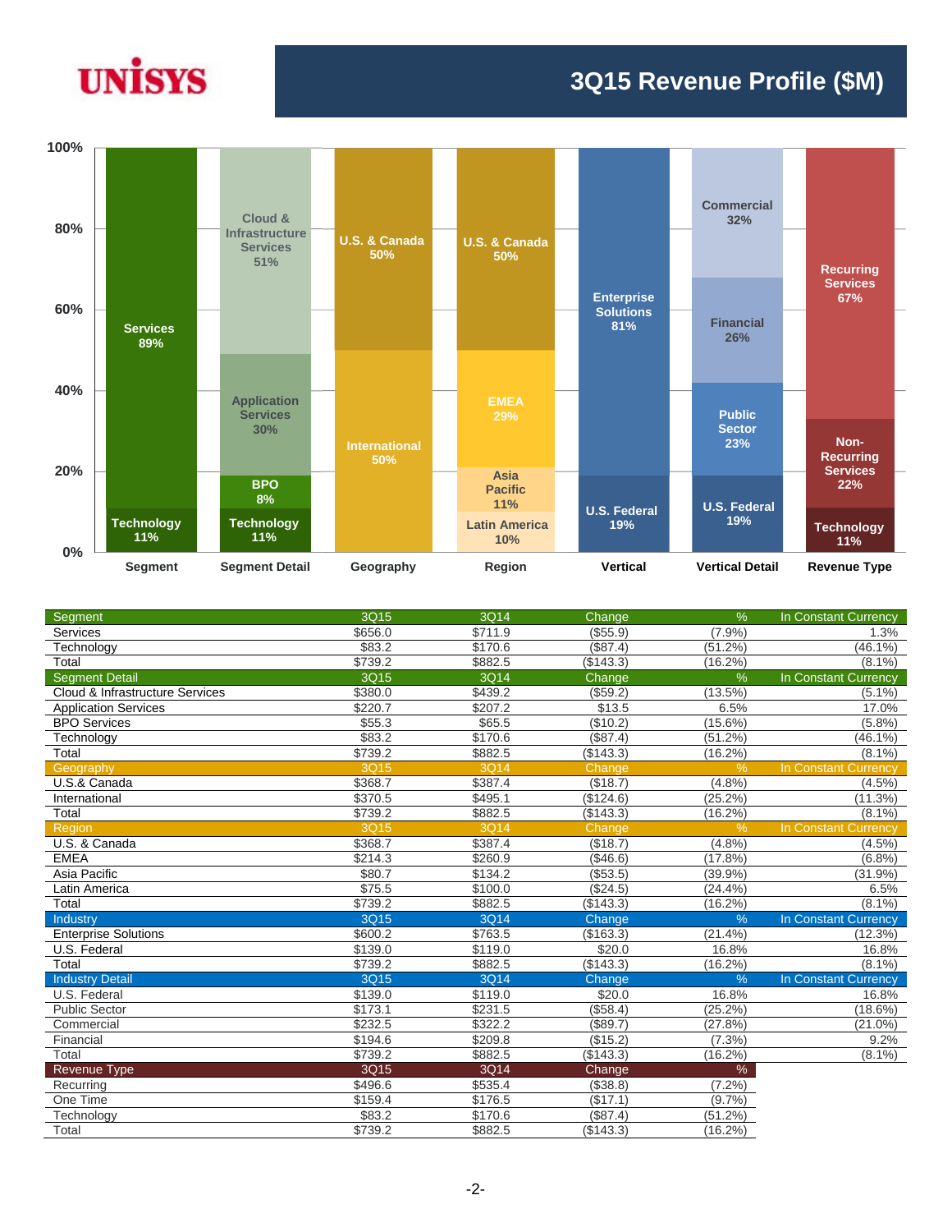# 3Q15 Revenue Profile ($M)

| Segment | 3Q15 | 3Q14 | Change | % | In Constant Currency |
|---|---|---|---|---|---|
| Services | $656.0 | $711.9 | ($55.9) | (7.9%) | 1.3% |
| Technology | $83.2 | $170.6 | ($87.4) | (51.2%) | (46.1%) |
| Total | $739.2 | $882.5 | ($143.3) | (16.2%) | (8.1%) |
| **Segment Detail** | **3Q15** | **3Q14** | **Change** | **%** | **In Constant Currency** |
| Cloud & Infrastructure Services | $380.0 | $439.2 | ($59.2) | (13.5%) | (5.1%) |
| Application Services | $220.7 | $207.2 | $13.5 | 6.5% | 17.0% |
| BPO Services | $55.3 | $65.5 | ($10.2) | (15.6%) | (5.8%) |
| Technology | $83.2 | $170.6 | ($87.4) | (51.2%) | (46.1%) |
| Total | $739.2 | $882.5 | ($143.3) | (16.2%) | (8.1%) |
| **Geography** | **3Q15** | **3Q14** | **Change** | **%** | **In Constant Currency** |
| U.S.& Canada | $368.7 | $387.4 | ($18.7) | (4.8%) | (4.5%) |
| International | $370.5 | $495.1 | ($124.6) | (25.2%) | (11.3%) |
| Total | $739.2 | $882.5 | ($143.3) | (16.2%) | (8.1%) |
| **Region** | **3Q15** | **3Q14** | **Change** | **%** | **In Constant Currency** |
| U.S. & Canada | $368.7 | $387.4 | ($18.7) | (4.8%) | (4.5%) |
| EMEA | $214.3 | $260.9 | ($46.6) | (17.8%) | (6.8%) |
| Asia Pacific | $80.7 | $134.2 | ($53.5) | (39.9%) | (31.9%) |
| Latin America | $75.5 | $100.0 | ($24.5) | (24.4%) | 6.5% |
| Total | $739.2 | $882.5 | ($143.3) | (16.2%) | (8.1%) |
| **Industry** | **3Q15** | **3Q14** | **Change** | **%** | **In Constant Currency** |
| Enterprise Solutions | $600.2 | $763.5 | ($163.3) | (21.4%) | (12.3%) |
| U.S. Federal | $139.0 | $119.0 | $20.0 | 16.8% | 16.8% |
| Total | $739.2 | $882.5 | ($143.3) | (16.2%) | (8.1%) |
| **Industry Detail** | **3Q15** | **3Q14** | **Change** | **%** | **In Constant Currency** |
| U.S. Federal | $139.0 | $119.0 | $20.0 | 16.8% | 16.8% |
| Public Sector | $173.1 | $231.5 | ($58.4) | (25.2%) | (18.6%) |
| Commercial | $232.5 | $322.2 | ($89.7) | (27.8%) | (21.0%) |
| Financial | $194.6 | $209.8 | ($15.2) | (7.3%) | 9.2% |
| Total | $739.2 | $882.5 | ($143.3) | (16.2%) | (8.1%) |
| **Revenue Type** | **3Q15** | **3Q14** | **Change** | **%** | |
| Recurring | $496.6 | $535.4 | ($38.8) | (7.2%) | |
| One Time | $159.4 | $176.5 | ($17.1) | (9.7%) | |
| Technology | $83.2 | $170.6 | ($87.4) | (51.2%) | |
| Total | $739.2 | $882.5 | ($143.3) | (16.2%) | |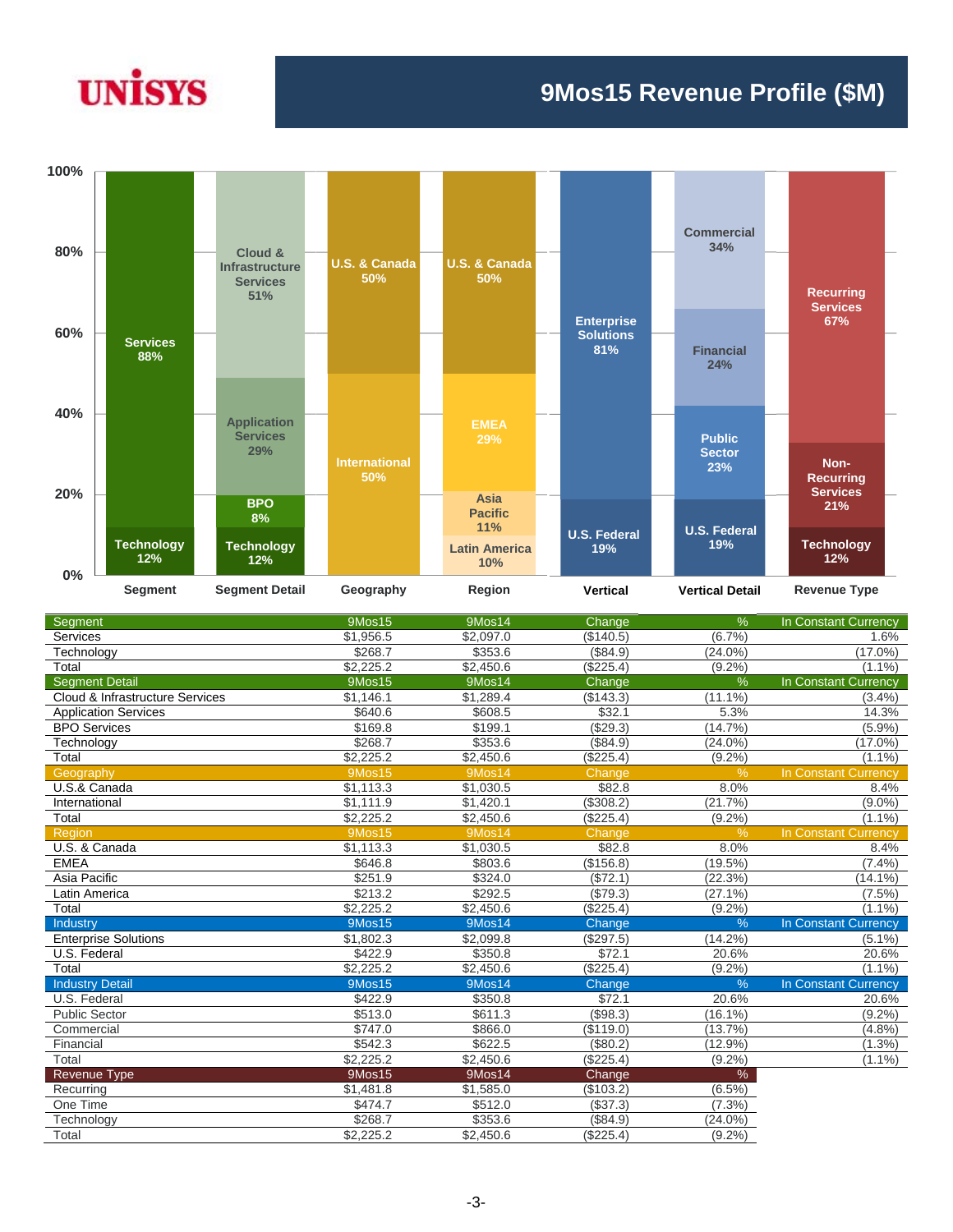# 9Mos15 Revenue Profile ($M)

| Segment | 9Mos15 | 9Mos14 | Change | % | In Constant Currency |
|---|---|---|---|---|---|
| Services | $1,956.5 | $2,097.0 | ($140.5) | (6.7%) | 1.6% |
| Technology | $268.7 | $353.6 | ($84.9) | (24.0%) | (17.0%) |
| Total | $2,225.2 | $2,450.6 | ($225.4) | (9.2%) | (1.1%) |

| Segment Detail | 9Mos15 | 9Mos14 | Change | % | In Constant Currency |
|---|---|---|---|---|---|
| Cloud & Infrastructure Services | $1,146.1 | $1,289.4 | ($143.3) | (11.1%) | (3.4%) |
| Application Services | $640.6 | $608.5 | $32.1 | 5.3% | 14.3% |
| BPO Services | $169.8 | $199.1 | ($29.3) | (14.7%) | (5.9%) |
| Technology | $268.7 | $353.6 | ($84.9) | (24.0%) | (17.0%) |
| Total | $2,225.2 | $2,450.6 | ($225.4) | (9.2%) | (1.1%) |

| Geography | 9Mos15 | 9Mos14 | Change | % | In Constant Currency |
|---|---|---|---|---|---|
| U.S.& Canada | $1,113.3 | $1,030.5 | $82.8 | 8.0% | 8.4% |
| International | $1,111.9 | $1,420.1 | ($308.2) | (21.7%) | (9.0%) |
| Total | $2,225.2 | $2,450.6 | ($225.4) | (9.2%) | (1.1%) |

| Region | 9Mos15 | 9Mos14 | Change | % | In Constant Currency |
|---|---|---|---|---|---|
| U.S. & Canada | $1,113.3 | $1,030.5 | $82.8 | 8.0% | 8.4% |
| EMEA | $646.8 | $803.6 | ($156.8) | (19.5%) | (7.4%) |
| Asia Pacific | $251.9 | $324.0 | ($72.1) | (22.3%) | (14.1%) |
| Latin America | $213.2 | $292.5 | ($79.3) | (27.1%) | (7.5%) |
| Total | $2,225.2 | $2,450.6 | ($225.4) | (9.2%) | (1.1%) |

| Industry | 9Mos15 | 9Mos14 | Change | % | In Constant Currency |
|---|---|---|---|---|---|
| Enterprise Solutions | $1,802.3 | $2,099.8 | ($297.5) | (14.2%) | (5.1%) |
| U.S. Federal | $422.9 | $350.8 | $72.1 | 20.6% | 20.6% |
| Total | $2,225.2 | $2,450.6 | ($225.4) | (9.2%) | (1.1%) |

| Industry Detail | 9Mos15 | 9Mos14 | Change | % | In Constant Currency |
|---|---|---|---|---|---|
| U.S. Federal | $422.9 | $350.8 | $72.1 | 20.6% | 20.6% |
| Public Sector | $513.0 | $611.3 | ($98.3) | (16.1%) | (9.2%) |
| Commercial | $747.0 | $866.0 | ($119.0) | (13.7%) | (4.8%) |
| Financial | $542.3 | $622.5 | ($80.2) | (12.9%) | (1.3%) |
| Total | $2,225.2 | $2,450.6 | ($225.4) | (9.2%) | (1.1%) |

| Revenue Type | 9Mos15 | 9Mos14 | Change | % |
|---|---|---|---|---|
| Recurring | $1,481.8 | $1,585.0 | ($103.2) | (6.5%) |
| One Time | $474.7 | $512.0 | ($37.3) | (7.3%) |
| Technology | $268.7 | $353.6 | ($84.9) | (24.0%) |
| Total | $2,225.2 | $2,450.6 | ($225.4) | (9.2%) |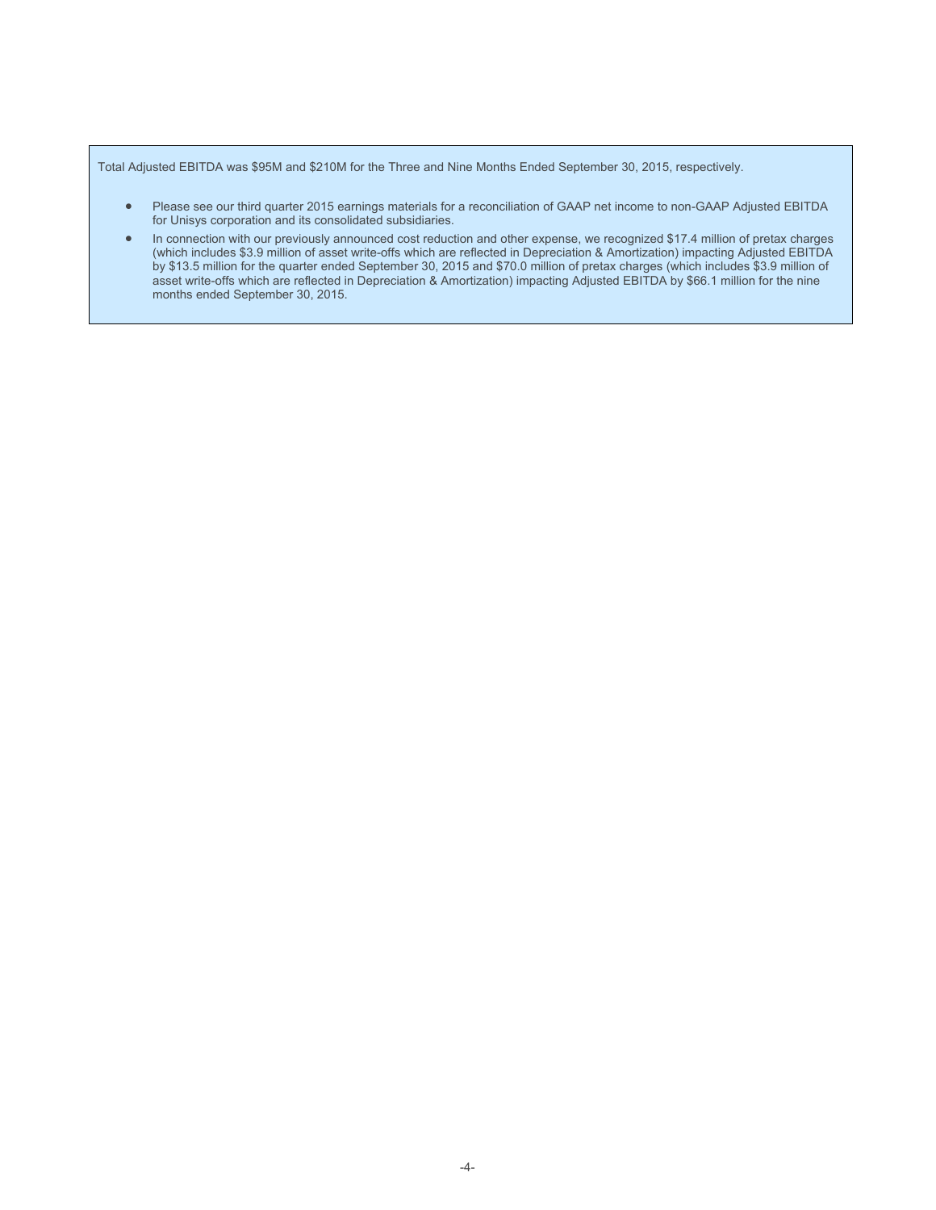Total Adjusted EBITDA was $95M and $210M for the Three and Nine Months Ended September 30, 2015, respectively.

- Please see our third quarter 2015 earnings materials for a reconciliation of GAAP net income to non-GAAP Adjusted EBITDA for Unisys corporation and its consolidated subsidiaries.
- In connection with our previously announced cost reduction and other expense, we recognized $17.4 million of pretax charges (which includes $3.9 million of asset write-offs which are reflected in Depreciation & Amortization) impacting Adjusted EBITDA by $13.5 million for the quarter ended September 30, 2015 and $70.0 million of pretax charges (which includes $3.9 million of asset write-offs which are reflected in Depreciation & Amortization) impacting Adjusted EBITDA by $66.1 million for the nine months ended September 30, 2015.